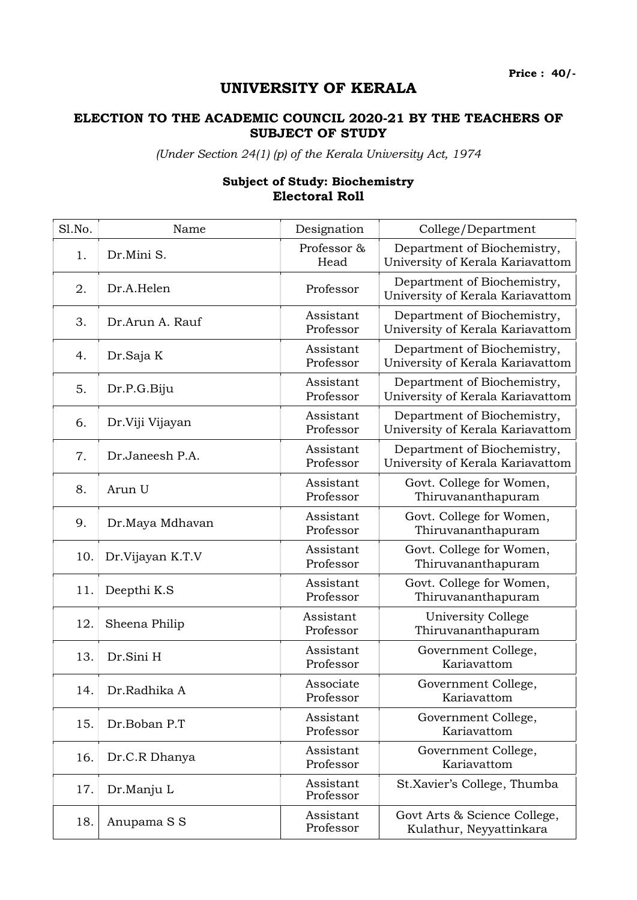**Price : 40/-**

# UNIVERSITY OF KERALA

## ELECTION TO THE ACADEMIC COUNCIL 2020-21 BY THE TEACHERS OF SUBJECT OF STUDY

*(Under Section 24(1) (p) of the Kerala University Act, 1974*

### Subject of Study: Biochemistry
### Electoral Roll

| Sl.No. | Name | Designation | College/Department |
|---|---|---|---|
| 1. | Dr.Mini S. | Professor & Head | Department of Biochemistry, University of Kerala Kariavattom |
| 2. | Dr.A.Helen | Professor | Department of Biochemistry, University of Kerala Kariavattom |
| 3. | Dr.Arun A. Rauf | Assistant Professor | Department of Biochemistry, University of Kerala Kariavattom |
| 4. | Dr.Saja K | Assistant Professor | Department of Biochemistry, University of Kerala Kariavattom |
| 5. | Dr.P.G.Biju | Assistant Professor | Department of Biochemistry, University of Kerala Kariavattom |
| 6. | Dr.Viji Vijayan | Assistant Professor | Department of Biochemistry, University of Kerala Kariavattom |
| 7. | Dr.Janeesh P.A. | Assistant Professor | Department of Biochemistry, University of Kerala Kariavattom |
| 8. | Arun U | Assistant Professor | Govt. College for Women, Thiruvananthapuram |
| 9. | Dr.Maya Mdhavan | Assistant Professor | Govt. College for Women, Thiruvananthapuram |
| 10. | Dr.Vijayan K.T.V | Assistant Professor | Govt. College for Women, Thiruvananthapuram |
| 11. | Deepthi K.S | Assistant Professor | Govt. College for Women, Thiruvananthapuram |
| 12. | Sheena Philip | Assistant Professor | University College Thiruvananthapuram |
| 13. | Dr.Sini H | Assistant Professor | Government College, Kariavattom |
| 14. | Dr.Radhika A | Associate Professor | Government College, Kariavattom |
| 15. | Dr.Boban P.T | Assistant Professor | Government College, Kariavattom |
| 16. | Dr.C.R Dhanya | Assistant Professor | Government College, Kariavattom |
| 17. | Dr.Manju L | Assistant Professor | St.Xavier's College, Thumba |
| 18. | Anupama S S | Assistant Professor | Govt Arts & Science College, Kulathur, Neyyattinkara |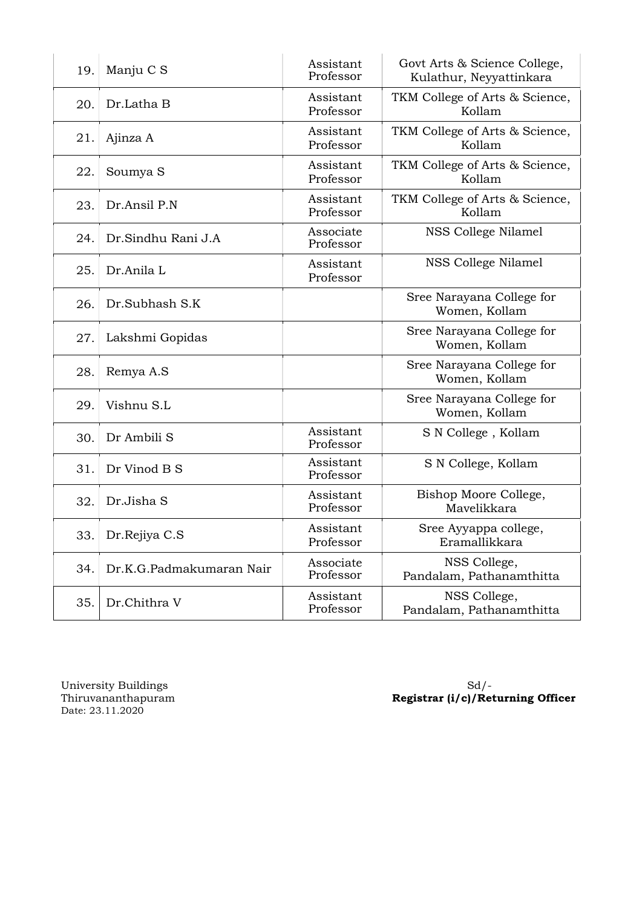| | | | |
|---|---|---|---|
| 19. | Manju C S | Assistant Professor | Govt Arts & Science College, Kulathur, Neyyattinkara |
| 20. | Dr.Latha B | Assistant Professor | TKM College of Arts & Science, Kollam |
| 21. | Ajinza A | Assistant Professor | TKM College of Arts & Science, Kollam |
| 22. | Soumya S | Assistant Professor | TKM College of Arts & Science, Kollam |
| 23. | Dr.Ansil P.N | Assistant Professor | TKM College of Arts & Science, Kollam |
| 24. | Dr.Sindhu Rani J.A | Associate Professor | NSS College Nilamel |
| 25. | Dr.Anila L | Assistant Professor | NSS College Nilamel |
| 26. | Dr.Subhash S.K | | Sree Narayana College for Women, Kollam |
| 27. | Lakshmi Gopidas | | Sree Narayana College for Women, Kollam |
| 28. | Remya A.S | | Sree Narayana College for Women, Kollam |
| 29. | Vishnu S.L | | Sree Narayana College for Women, Kollam |
| 30. | Dr Ambili S | Assistant Professor | S N College , Kollam |
| 31. | Dr Vinod B S | Assistant Professor | S N College, Kollam |
| 32. | Dr.Jisha S | Assistant Professor | Bishop Moore College, Mavelikkara |
| 33. | Dr.Rejiya C.S | Assistant Professor | Sree Ayyappa college, Eramallikkara |
| 34. | Dr.K.G.Padmakumaran Nair | Associate Professor | NSS College, Pandalam, Pathanamthitta |
| 35. | Dr.Chithra V | Assistant Professor | NSS College, Pandalam, Pathanamthitta |

University Buildings
Thiruvananthapuram
Date: 23.11.2020

Sd/-
**Registrar (i/c)/Returning Officer**